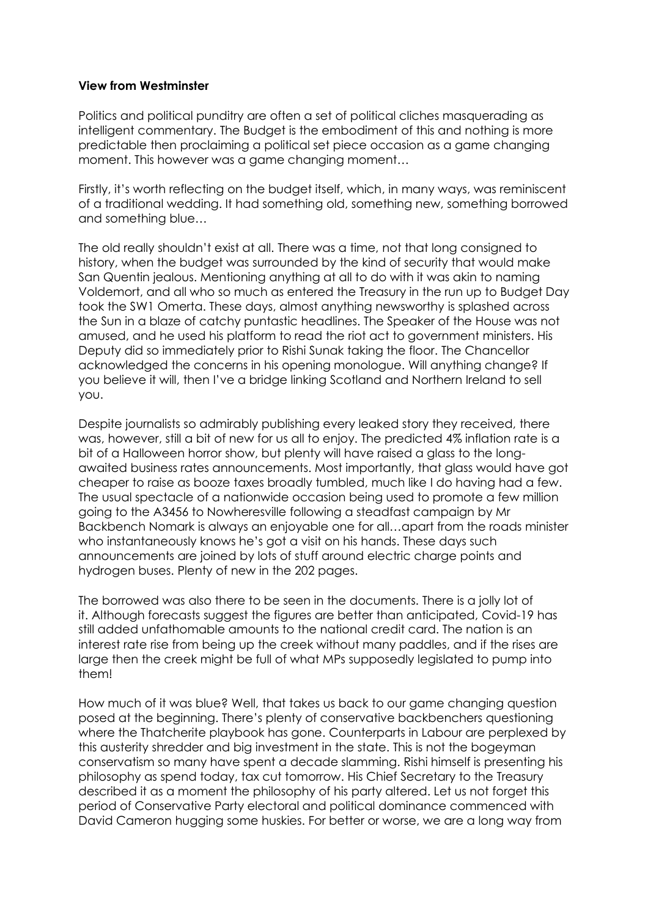**View from Westminster**

Politics and political punditry are often a set of political cliches masquerading as intelligent commentary. The Budget is the embodiment of this and nothing is more predictable then proclaiming a political set piece occasion as a game changing moment. This however was a game changing moment…

Firstly, it's worth reflecting on the budget itself, which, in many ways, was reminiscent of a traditional wedding. It had something old, something new, something borrowed and something blue…

The old really shouldn't exist at all. There was a time, not that long consigned to history, when the budget was surrounded by the kind of security that would make San Quentin jealous. Mentioning anything at all to do with it was akin to naming Voldemort, and all who so much as entered the Treasury in the run up to Budget Day took the SW1 Omerta. These days, almost anything newsworthy is splashed across the Sun in a blaze of catchy puntastic headlines. The Speaker of the House was not amused, and he used his platform to read the riot act to government ministers. His Deputy did so immediately prior to Rishi Sunak taking the floor. The Chancellor acknowledged the concerns in his opening monologue. Will anything change? If you believe it will, then I've a bridge linking Scotland and Northern Ireland to sell you.

Despite journalists so admirably publishing every leaked story they received, there was, however, still a bit of new for us all to enjoy. The predicted 4% inflation rate is a bit of a Halloween horror show, but plenty will have raised a glass to the long-awaited business rates announcements. Most importantly, that glass would have got cheaper to raise as booze taxes broadly tumbled, much like I do having had a few. The usual spectacle of a nationwide occasion being used to promote a few million going to the A3456 to Nowheresville following a steadfast campaign by Mr Backbench Nomark is always an enjoyable one for all…apart from the roads minister who instantaneously knows he's got a visit on his hands. These days such announcements are joined by lots of stuff around electric charge points and hydrogen buses. Plenty of new in the 202 pages.

The borrowed was also there to be seen in the documents. There is a jolly lot of it. Although forecasts suggest the figures are better than anticipated, Covid-19 has still added unfathomable amounts to the national credit card. The nation is an interest rate rise from being up the creek without many paddles, and if the rises are large then the creek might be full of what MPs supposedly legislated to pump into them!

How much of it was blue? Well, that takes us back to our game changing question posed at the beginning. There's plenty of conservative backbenchers questioning where the Thatcherite playbook has gone. Counterparts in Labour are perplexed by this austerity shredder and big investment in the state. This is not the bogeyman conservatism so many have spent a decade slamming. Rishi himself is presenting his philosophy as spend today, tax cut tomorrow. His Chief Secretary to the Treasury described it as a moment the philosophy of his party altered. Let us not forget this period of Conservative Party electoral and political dominance commenced with David Cameron hugging some huskies. For better or worse, we are a long way from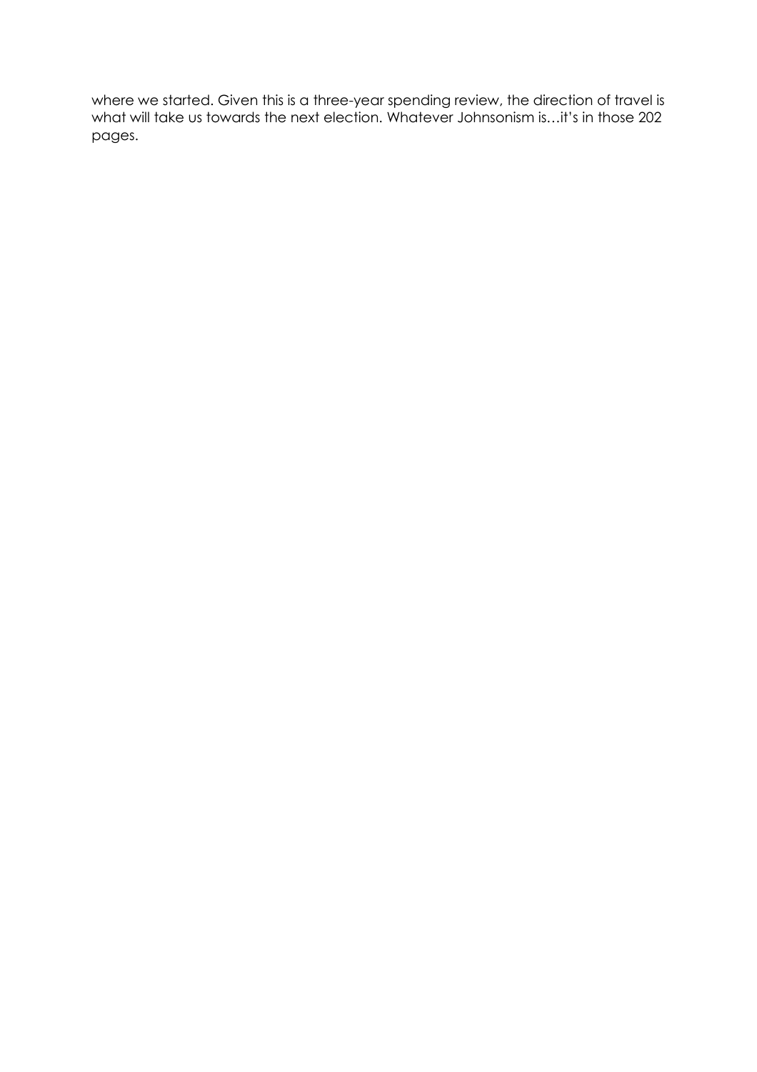where we started. Given this is a three-year spending review, the direction of travel is what will take us towards the next election. Whatever Johnsonism is…it's in those 202 pages.